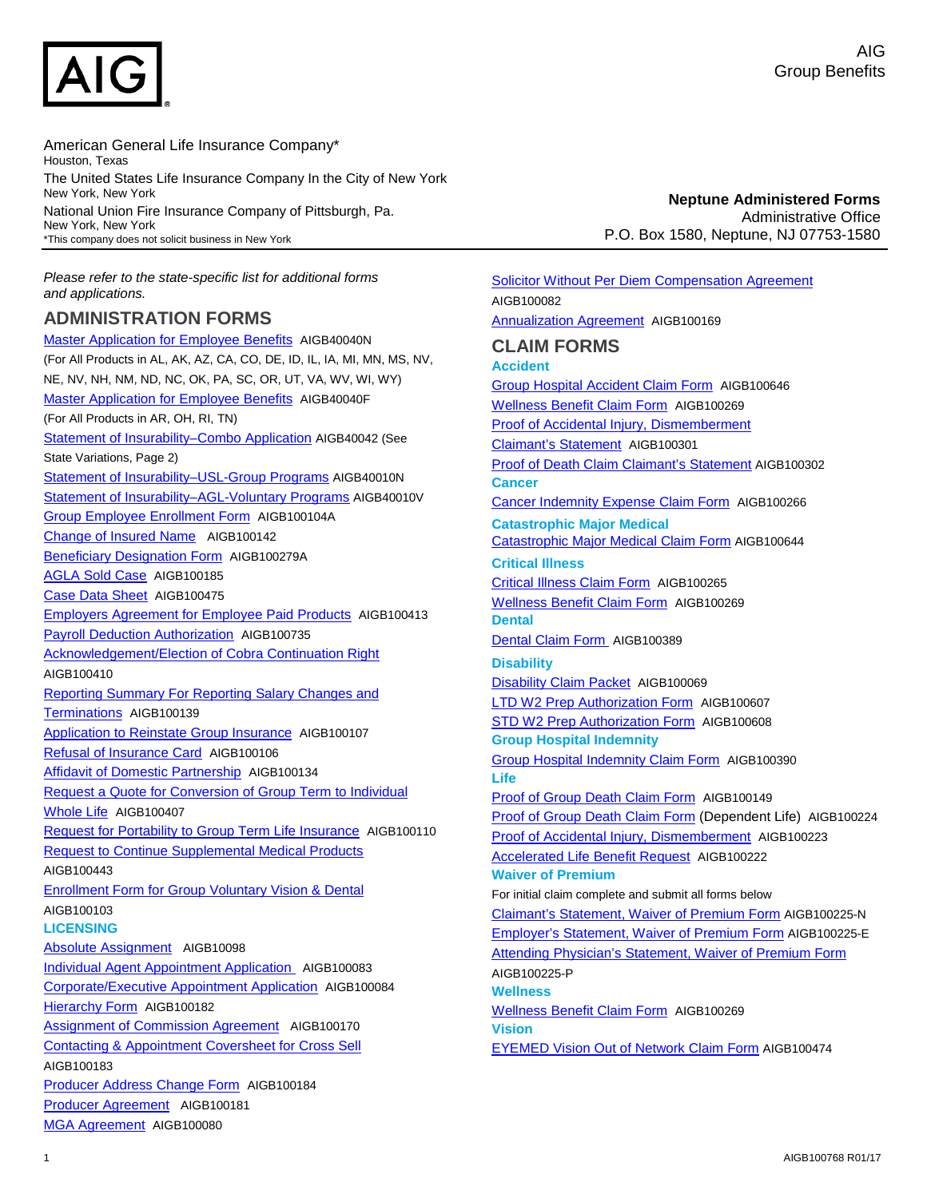AIG

Group Benefits

American General Life Insurance Company*
Houston, Texas

The United States Life Insurance Company In the City of New York
New York, New York

National Union Fire Insurance Company of Pittsburgh, Pa.
New York, New York

*This company does not solicit business in New York

**Neptune Administered Forms**
Administrative Office
P.O. Box 1580, Neptune, NJ 07753-1580

*Please refer to the state-specific list for additional forms and applications.*

## ADMINISTRATION FORMS

Master Application for Employee Benefits AIGB40040N (For All Products in AL, AK, AZ, CA, CO, DE, ID, IL, IA, MI, MN, MS, NV, NE, NV, NH, NM, ND, NC, OK, PA, SC, OR, UT, VA, WV, WI, WY)

Master Application for Employee Benefits AIGB40040F (For All Products in AR, OH, RI, TN)

Statement of Insurability–Combo Application AIGB40042 (See State Variations, Page 2)

Statement of Insurability–USL-Group Programs AIGB40010N

Statement of Insurability–AGL-Voluntary Programs AIGB40010V

Group Employee Enrollment Form AIGB100104A

Change of Insured Name AIGB100142

Beneficiary Designation Form AIGB100279A

AGLA Sold Case AIGB100185

Case Data Sheet AIGB100475

Employers Agreement for Employee Paid Products AIGB100413

Payroll Deduction Authorization AIGB100735

Acknowledgement/Election of Cobra Continuation Right AIGB100410

Reporting Summary For Reporting Salary Changes and Terminations AIGB100139

Application to Reinstate Group Insurance AIGB100107

Refusal of Insurance Card AIGB100106

Affidavit of Domestic Partnership AIGB100134

Request a Quote for Conversion of Group Term to Individual Whole Life AIGB100407

Request for Portability to Group Term Life Insurance AIGB100110

Request to Continue Supplemental Medical Products AIGB100443

Enrollment Form for Group Voluntary Vision & Dental AIGB100103

### LICENSING

Absolute Assignment AIGB10098

Individual Agent Appointment Application AIGB100083

Corporate/Executive Appointment Application AIGB100084

Hierarchy Form AIGB100182

Assignment of Commission Agreement AIGB100170

Contacting & Appointment Coversheet for Cross Sell AIGB100183

Producer Address Change Form AIGB100184

Producer Agreement AIGB100181

MGA Agreement AIGB100080

Solicitor Without Per Diem Compensation Agreement AIGB100082

Annualization Agreement AIGB100169

## CLAIM FORMS

### Accident

Group Hospital Accident Claim Form AIGB100646

Wellness Benefit Claim Form AIGB100269

Proof of Accidental Injury, Dismemberment Claimant's Statement AIGB100301

Proof of Death Claim Claimant's Statement AIGB100302

### Cancer

Cancer Indemnity Expense Claim Form AIGB100266

### Catastrophic Major Medical

Catastrophic Major Medical Claim Form AIGB100644

### Critical Illness

Critical Illness Claim Form AIGB100265

Wellness Benefit Claim Form AIGB100269

### Dental

Dental Claim Form AIGB100389

### Disability

Disability Claim Packet AIGB100069

LTD W2 Prep Authorization Form AIGB100607

STD W2 Prep Authorization Form AIGB100608

### Group Hospital Indemnity

Group Hospital Indemnity Claim Form AIGB100390

### Life

Proof of Group Death Claim Form AIGB100149

Proof of Group Death Claim Form (Dependent Life) AIGB100224

Proof of Accidental Injury, Dismemberment AIGB100223

Accelerated Life Benefit Request AIGB100222

### Waiver of Premium

For initial claim complete and submit all forms below

Claimant's Statement, Waiver of Premium Form AIGB100225-N

Employer's Statement, Waiver of Premium Form AIGB100225-E

Attending Physician's Statement, Waiver of Premium Form AIGB100225-P

### Wellness

Wellness Benefit Claim Form AIGB100269

### Vision

EYEMED Vision Out of Network Claim Form AIGB100474

AIGB100768 R01/17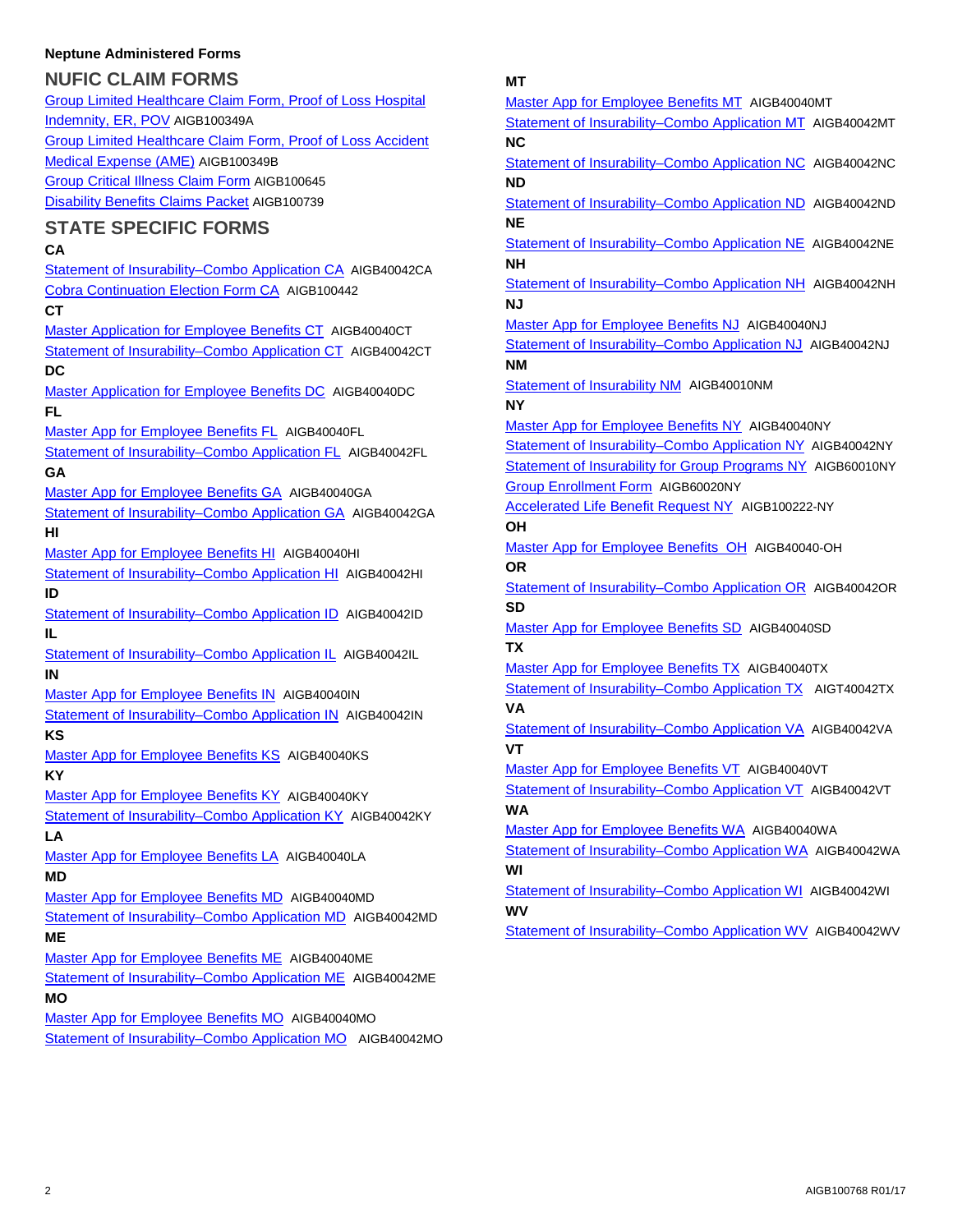**Neptune Administered Forms**

## NUFIC CLAIM FORMS

Group Limited Healthcare Claim Form, Proof of Loss Hospital Indemnity, ER, POV AIGB100349A

Group Limited Healthcare Claim Form, Proof of Loss Accident Medical Expense (AME) AIGB100349B

Group Critical Illness Claim Form AIGB100645

Disability Benefits Claims Packet AIGB100739

## STATE SPECIFIC FORMS

**CA**

Statement of Insurability–Combo Application CA AIGB40042CA

Cobra Continuation Election Form CA AIGB100442

**CT**

Master Application for Employee Benefits CT AIGB40040CT

Statement of Insurability–Combo Application CT AIGB40042CT

**DC**

Master Application for Employee Benefits DC AIGB40040DC

**FL**

Master App for Employee Benefits FL AIGB40040FL

Statement of Insurability–Combo Application FL AIGB40042FL

**GA**

Master App for Employee Benefits GA AIGB40040GA

Statement of Insurability–Combo Application GA AIGB40042GA

**HI**

Master App for Employee Benefits HI AIGB40040HI

Statement of Insurability–Combo Application HI AIGB40042HI

**ID**

Statement of Insurability–Combo Application ID AIGB40042ID

**IL**

Statement of Insurability–Combo Application IL AIGB40042IL

**IN**

Master App for Employee Benefits IN AIGB40040IN

Statement of Insurability–Combo Application IN AIGB40042IN

**KS**

Master App for Employee Benefits KS AIGB40040KS

**KY**

Master App for Employee Benefits KY AIGB40040KY

Statement of Insurability–Combo Application KY AIGB40042KY

**LA**

Master App for Employee Benefits LA AIGB40040LA

**MD**

Master App for Employee Benefits MD AIGB40040MD

Statement of Insurability–Combo Application MD AIGB40042MD

**ME**

Master App for Employee Benefits ME AIGB40040ME

Statement of Insurability–Combo Application ME AIGB40042ME

**MO**

Master App for Employee Benefits MO AIGB40040MO

Statement of Insurability–Combo Application MO AIGB40042MO

**MT**

Master App for Employee Benefits MT AIGB40040MT

Statement of Insurability–Combo Application MT AIGB40042MT

**NC**

Statement of Insurability–Combo Application NC AIGB40042NC

**ND**

Statement of Insurability–Combo Application ND AIGB40042ND

**NE**

Statement of Insurability–Combo Application NE AIGB40042NE

**NH**

Statement of Insurability–Combo Application NH AIGB40042NH

**NJ**

Master App for Employee Benefits NJ AIGB40040NJ

Statement of Insurability–Combo Application NJ AIGB40042NJ

**NM**

Statement of Insurability NM AIGB40010NM

**NY**

Master App for Employee Benefits NY AIGB40040NY

Statement of Insurability–Combo Application NY AIGB40042NY

Statement of Insurability for Group Programs NY AIGB60010NY

Group Enrollment Form AIGB60020NY

Accelerated Life Benefit Request NY AIGB100222-NY

**OH**

Master App for Employee Benefits OH AIGB40040-OH

**OR**

Statement of Insurability–Combo Application OR AIGB40042OR

**SD**

Master App for Employee Benefits SD AIGB40040SD

**TX**

Master App for Employee Benefits TX AIGB40040TX

Statement of Insurability–Combo Application TX AIGT40042TX

**VA**

Statement of Insurability–Combo Application VA AIGB40042VA

**VT**

Master App for Employee Benefits VT AIGB40040VT

Statement of Insurability–Combo Application VT AIGB40042VT

**WA**

Master App for Employee Benefits WA AIGB40040WA

Statement of Insurability–Combo Application WA AIGB40042WA

**WI**

Statement of Insurability–Combo Application WI AIGB40042WI

**WV**

Statement of Insurability–Combo Application WV AIGB40042WV

AIGB100768 R01/17